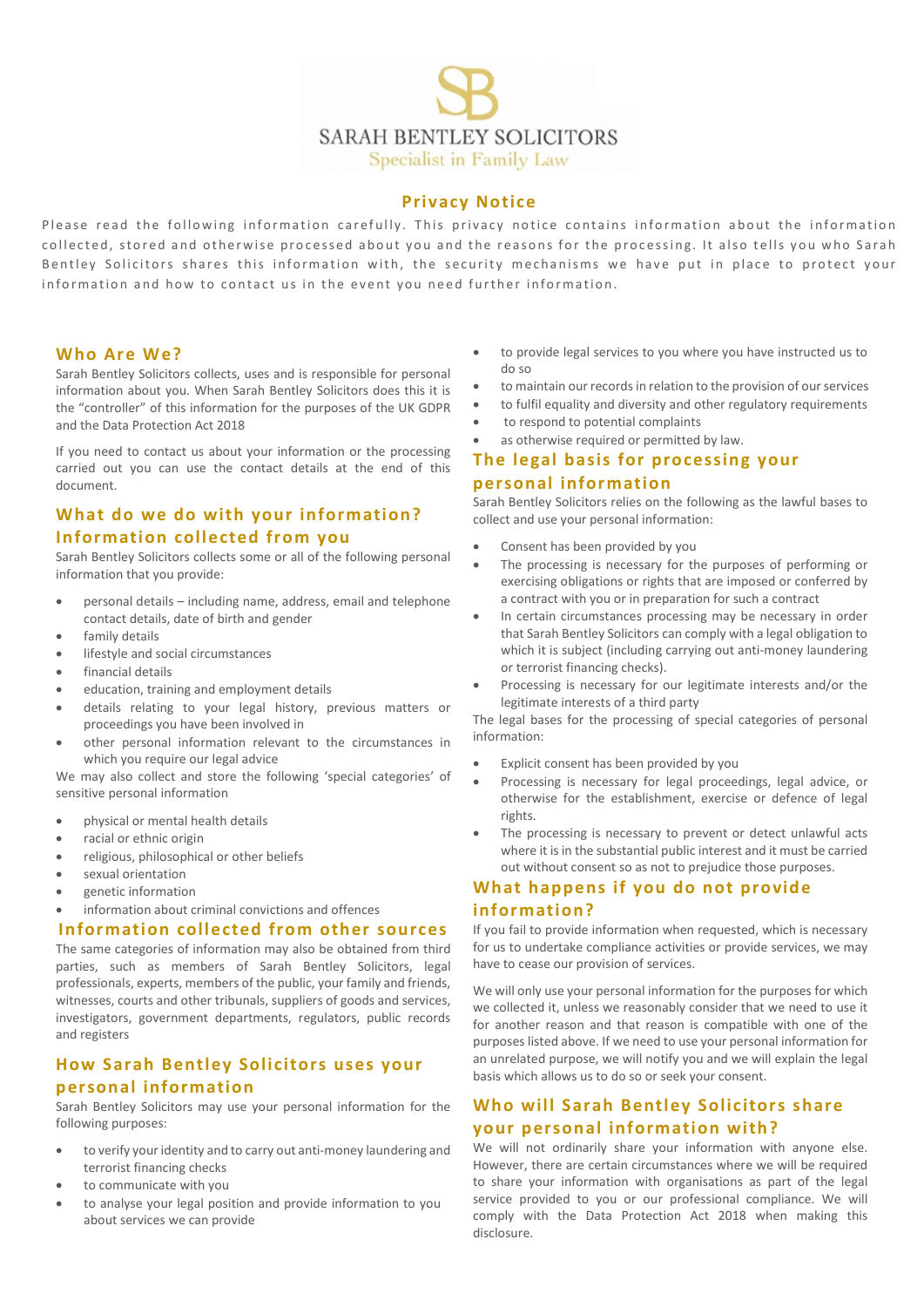SARAH BENTLEY SOLICITORS

Specialist in Family Law

# Privacy Notice

Please read the following information carefully. This privacy notice contains information about the information collected, stored and otherwise processed about you and the reasons for the processing. It also tells you who Sarah Bentley Solicitors shares this information with, the security mechanisms we have put in place to protect your information and how to contact us in the event you need further information.

## Who Are We?

Sarah Bentley Solicitors collects, uses and is responsible for personal information about you. When Sarah Bentley Solicitors does this it is the "controller" of this information for the purposes of the UK GDPR and the Data Protection Act 2018

If you need to contact us about your information or the processing carried out you can use the contact details at the end of this document.

## What do we do with your information?

## Information collected from you

Sarah Bentley Solicitors collects some or all of the following personal information that you provide:

- personal details – including name, address, email and telephone contact details, date of birth and gender
- family details
- lifestyle and social circumstances
- financial details
- education, training and employment details
- details relating to your legal history, previous matters or proceedings you have been involved in
- other personal information relevant to the circumstances in which you require our legal advice

We may also collect and store the following 'special categories' of sensitive personal information

- physical or mental health details
- racial or ethnic origin
- religious, philosophical or other beliefs
- sexual orientation
- genetic information
- information about criminal convictions and offences

## Information collected from other sources

The same categories of information may also be obtained from third parties, such as members of Sarah Bentley Solicitors, legal professionals, experts, members of the public, your family and friends, witnesses, courts and other tribunals, suppliers of goods and services, investigators, government departments, regulators, public records and registers

## How Sarah Bentley Solicitors uses your personal information

Sarah Bentley Solicitors may use your personal information for the following purposes:

- to verify your identity and to carry out anti-money laundering and terrorist financing checks
- to communicate with you
- to analyse your legal position and provide information to you about services we can provide
- to provide legal services to you where you have instructed us to do so
- to maintain our records in relation to the provision of our services
- to fulfil equality and diversity and other regulatory requirements
- to respond to potential complaints
- as otherwise required or permitted by law.

## The legal basis for processing your personal information

Sarah Bentley Solicitors relies on the following as the lawful bases to collect and use your personal information:

- Consent has been provided by you
- The processing is necessary for the purposes of performing or exercising obligations or rights that are imposed or conferred by a contract with you or in preparation for such a contract
- In certain circumstances processing may be necessary in order that Sarah Bentley Solicitors can comply with a legal obligation to which it is subject (including carrying out anti-money laundering or terrorist financing checks).
- Processing is necessary for our legitimate interests and/or the legitimate interests of a third party

The legal bases for the processing of special categories of personal information:

- Explicit consent has been provided by you
- Processing is necessary for legal proceedings, legal advice, or otherwise for the establishment, exercise or defence of legal rights.
- The processing is necessary to prevent or detect unlawful acts where it is in the substantial public interest and it must be carried out without consent so as not to prejudice those purposes.

## What happens if you do not provide information?

If you fail to provide information when requested, which is necessary for us to undertake compliance activities or provide services, we may have to cease our provision of services.

We will only use your personal information for the purposes for which we collected it, unless we reasonably consider that we need to use it for another reason and that reason is compatible with one of the purposes listed above. If we need to use your personal information for an unrelated purpose, we will notify you and we will explain the legal basis which allows us to do so or seek your consent.

## Who will Sarah Bentley Solicitors share your personal information with?

We will not ordinarily share your information with anyone else. However, there are certain circumstances where we will be required to share your information with organisations as part of the legal service provided to you or our professional compliance. We will comply with the Data Protection Act 2018 when making this disclosure.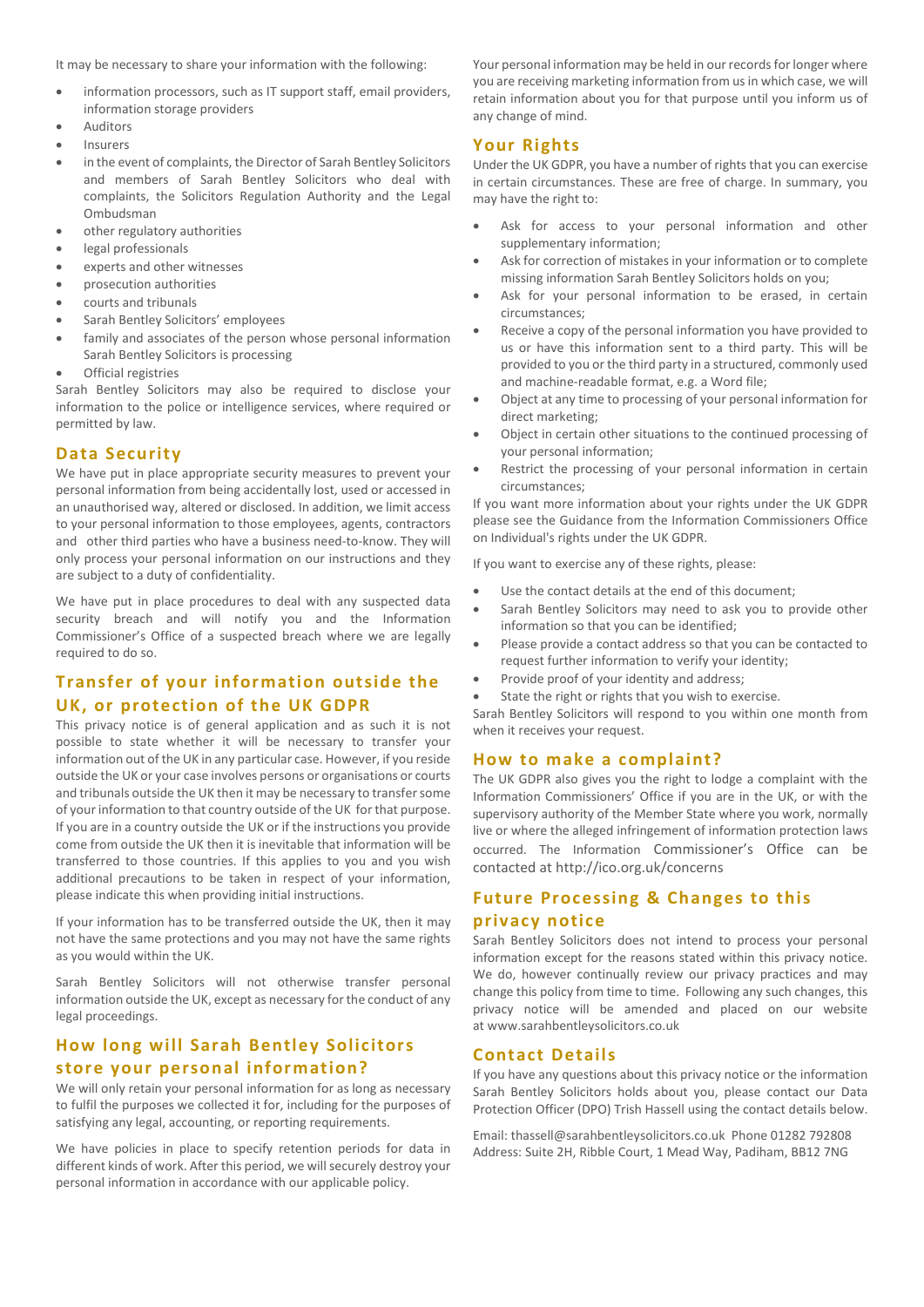It may be necessary to share your information with the following:

- information processors, such as IT support staff, email providers, information storage providers
- Auditors
- Insurers
- in the event of complaints, the Director of Sarah Bentley Solicitors and members of Sarah Bentley Solicitors who deal with complaints, the Solicitors Regulation Authority and the Legal Ombudsman
- other regulatory authorities
- legal professionals
- experts and other witnesses
- prosecution authorities
- courts and tribunals
- Sarah Bentley Solicitors' employees
- family and associates of the person whose personal information Sarah Bentley Solicitors is processing
- Official registries

Sarah Bentley Solicitors may also be required to disclose your information to the police or intelligence services, where required or permitted by law.

## Data Security

We have put in place appropriate security measures to prevent your personal information from being accidentally lost, used or accessed in an unauthorised way, altered or disclosed. In addition, we limit access to your personal information to those employees, agents, contractors and other third parties who have a business need-to-know. They will only process your personal information on our instructions and they are subject to a duty of confidentiality.

We have put in place procedures to deal with any suspected data security breach and will notify you and the Information Commissioner's Office of a suspected breach where we are legally required to do so.

## Transfer of your information outside the UK, or protection of the UK GDPR

This privacy notice is of general application and as such it is not possible to state whether it will be necessary to transfer your information out of the UK in any particular case. However, if you reside outside the UK or your case involves persons or organisations or courts and tribunals outside the UK then it may be necessary to transfer some of your information to that country outside of the UK for that purpose. If you are in a country outside the UK or if the instructions you provide come from outside the UK then it is inevitable that information will be transferred to those countries. If this applies to you and you wish additional precautions to be taken in respect of your information, please indicate this when providing initial instructions.

If your information has to be transferred outside the UK, then it may not have the same protections and you may not have the same rights as you would within the UK.

Sarah Bentley Solicitors will not otherwise transfer personal information outside the UK, except as necessary for the conduct of any legal proceedings.

## How long will Sarah Bentley Solicitors store your personal information?

We will only retain your personal information for as long as necessary to fulfil the purposes we collected it for, including for the purposes of satisfying any legal, accounting, or reporting requirements.

We have policies in place to specify retention periods for data in different kinds of work. After this period, we will securely destroy your personal information in accordance with our applicable policy.

Your personal information may be held in our records for longer where you are receiving marketing information from us in which case, we will retain information about you for that purpose until you inform us of any change of mind.

## Your Rights

Under the UK GDPR, you have a number of rights that you can exercise in certain circumstances. These are free of charge. In summary, you may have the right to:

- Ask for access to your personal information and other supplementary information;
- Ask for correction of mistakes in your information or to complete missing information Sarah Bentley Solicitors holds on you;
- Ask for your personal information to be erased, in certain circumstances;
- Receive a copy of the personal information you have provided to us or have this information sent to a third party. This will be provided to you or the third party in a structured, commonly used and machine-readable format, e.g. a Word file;
- Object at any time to processing of your personal information for direct marketing;
- Object in certain other situations to the continued processing of your personal information;
- Restrict the processing of your personal information in certain circumstances;

If you want more information about your rights under the UK GDPR please see the Guidance from the Information Commissioners Office on Individual's rights under the UK GDPR.

If you want to exercise any of these rights, please:

- Use the contact details at the end of this document;
- Sarah Bentley Solicitors may need to ask you to provide other information so that you can be identified;
- Please provide a contact address so that you can be contacted to request further information to verify your identity;
- Provide proof of your identity and address;
- State the right or rights that you wish to exercise.

Sarah Bentley Solicitors will respond to you within one month from when it receives your request.

## How to make a complaint?

The UK GDPR also gives you the right to lodge a complaint with the Information Commissioners' Office if you are in the UK, or with the supervisory authority of the Member State where you work, normally live or where the alleged infringement of information protection laws occurred. The Information Commissioner's Office can be contacted at http://ico.org.uk/concerns

## Future Processing & Changes to this privacy notice

Sarah Bentley Solicitors does not intend to process your personal information except for the reasons stated within this privacy notice. We do, however continually review our privacy practices and may change this policy from time to time. Following any such changes, this privacy notice will be amended and placed on our website at www.sarahbentleysolicitors.co.uk

## Contact Details

If you have any questions about this privacy notice or the information Sarah Bentley Solicitors holds about you, please contact our Data Protection Officer (DPO) Trish Hassell using the contact details below.

Email: thassell@sarahbentleysolicitors.co.uk Phone 01282 792808
Address: Suite 2H, Ribble Court, 1 Mead Way, Padiham, BB12 7NG